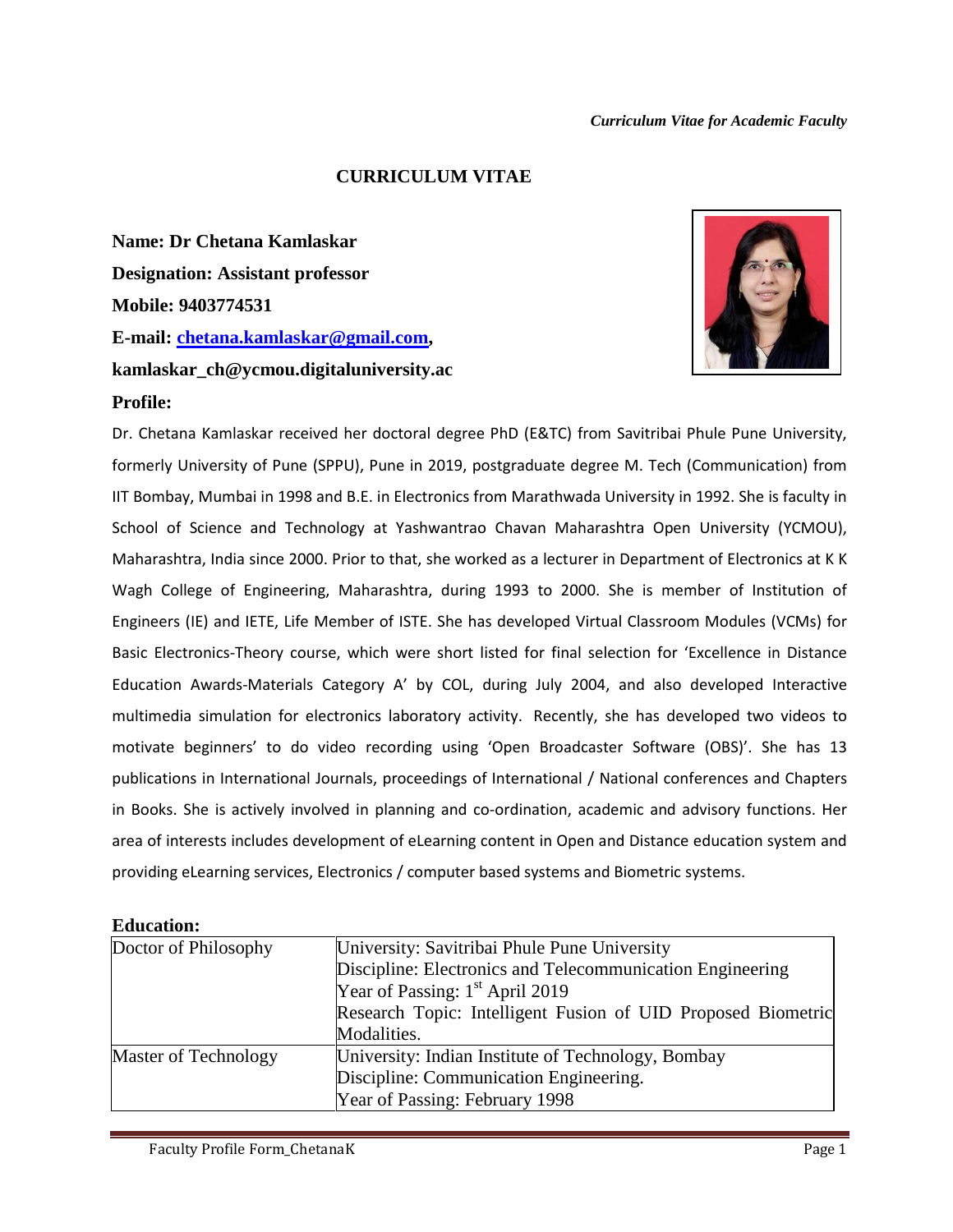*Curriculum Vitae for Academic Faculty*

# CURRICULUM VITAE

**Name: Dr Chetana Kamlaskar**

**Designation: Assistant professor**

**Mobile: 9403774531**

**E-mail: chetana.kamlaskar@gmail.com,**

**kamlaskar_ch@ycmou.digitaluniversity.ac**

**Profile:**

Dr. Chetana Kamlaskar received her doctoral degree PhD (E&TC) from Savitribai Phule Pune University, formerly University of Pune (SPPU), Pune in 2019, postgraduate degree M. Tech (Communication) from IIT Bombay, Mumbai in 1998 and B.E. in Electronics from Marathwada University in 1992. She is faculty in School of Science and Technology at Yashwantrao Chavan Maharashtra Open University (YCMOU), Maharashtra, India since 2000. Prior to that, she worked as a lecturer in Department of Electronics at K K Wagh College of Engineering, Maharashtra, during 1993 to 2000. She is member of Institution of Engineers (IE) and IETE, Life Member of ISTE. She has developed Virtual Classroom Modules (VCMs) for Basic Electronics-Theory course, which were short listed for final selection for 'Excellence in Distance Education Awards-Materials Category A' by COL, during July 2004, and also developed Interactive multimedia simulation for electronics laboratory activity. Recently, she has developed two videos to motivate beginners' to do video recording using 'Open Broadcaster Software (OBS)'. She has 13 publications in International Journals, proceedings of International / National conferences and Chapters in Books. She is actively involved in planning and co-ordination, academic and advisory functions. Her area of interests includes development of eLearning content in Open and Distance education system and providing eLearning services, Electronics / computer based systems and Biometric systems.

**Education:**

| | |
|---|---|
| Doctor of Philosophy | University: Savitribai Phule Pune University<br>Discipline: Electronics and Telecommunication Engineering<br>Year of Passing: 1st April 2019<br>Research Topic: Intelligent Fusion of UID Proposed Biometric Modalities. |
| Master of Technology | University: Indian Institute of Technology, Bombay<br>Discipline: Communication Engineering.<br>Year of Passing: February 1998 |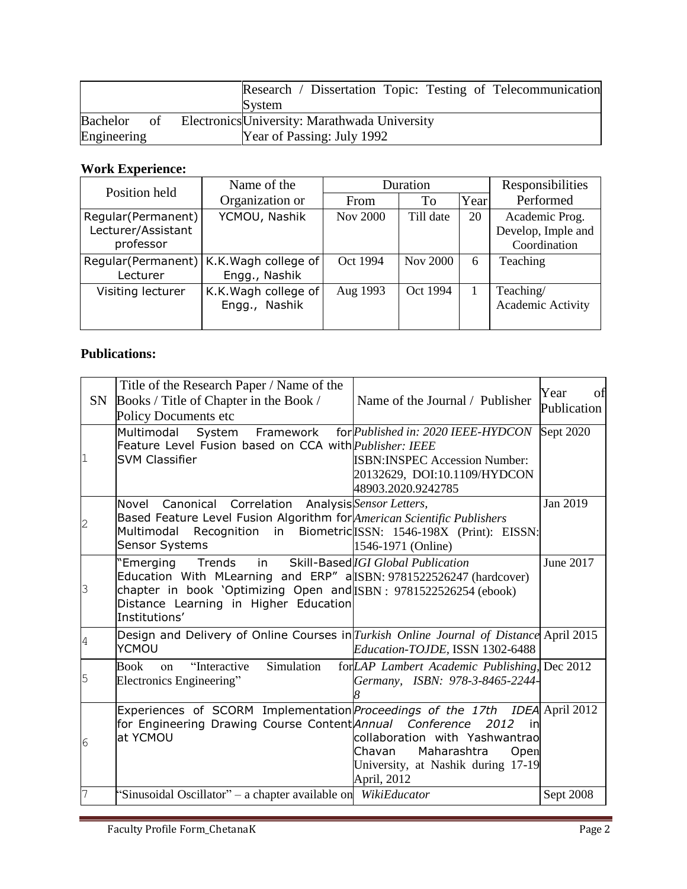| | |
|---|---|
| | Research / Dissertation Topic: Testing of Telecommunication System |
| Bachelor of Electronics Engineering | University: Marathwada University<br>Year of Passing: July 1992 |

**Work Experience:**

| Position held | Name of the Organization or | Duration | | | Responsibilities Performed |
|---|---|---|---|---|---|
| | | From | To | Year | |
| Regular(Permanent) Lecturer/Assistant professor | YCMOU, Nashik | Nov 2000 | Till date | 20 | Academic Prog. Develop, Imple and Coordination |
| Regular(Permanent) Lecturer | K.K.Wagh college of Engg., Nashik | Oct 1994 | Nov 2000 | 6 | Teaching |
| Visiting lecturer | K.K.Wagh college of Engg., Nashik | Aug 1993 | Oct 1994 | 1 | Teaching/ Academic Activity |

**Publications:**

| SN | Title of the Research Paper / Name of the Books / Title of Chapter in the Book / Policy Documents etc | Name of the Journal / Publisher | Year of Publication |
|---|---|---|---|
| 1 | Multimodal System Framework for Feature Level Fusion based on CCA with SVM Classifier | *Published in: 2020 IEEE-HYDCON* *Publisher: IEEE* ISBN:INSPEC Accession Number: 20132629, DOI:10.1109/HYDCON 48903.2020.9242785 | Sept 2020 |
| 2 | Novel Canonical Correlation Analysis Based Feature Level Fusion Algorithm for Multimodal Recognition in Biometric Sensor Systems | *Sensor Letters,* *American Scientific Publishers* ISSN: 1546-198X (Print): EISSN: 1546-1971 (Online) | Jan 2019 |
| 3 | "Emerging Trends in Skill-Based Education With MLearning and ERP" a chapter in book 'Optimizing Open and Distance Learning in Higher Education Institutions' | *IGI Global Publication* ISBN: 9781522526247 (hardcover) ISBN : 9781522526254 (ebook) | June 2017 |
| 4 | Design and Delivery of Online Courses in YCMOU | *Turkish Online Journal of Distance Education-TOJDE,* ISSN 1302-6488 | April 2015 |
| 5 | Book on "Interactive Simulation for Electronics Engineering" | *LAP Lambert Academic Publishing, Germany, ISBN: 978-3-8465-2244-8* | Dec 2012 |
| 6 | Experiences of SCORM Implementation for Engineering Drawing Course Content at YCMOU | *Proceedings of the 17th IDEA Annual Conference 2012* in collaboration with Yashwantrao Chavan Maharashtra Open University, at Nashik during 17-19 April, 2012 | April 2012 |
| 7 | "Sinusoidal Oscillator" – a chapter available on | *WikiEducator* | Sept 2008 |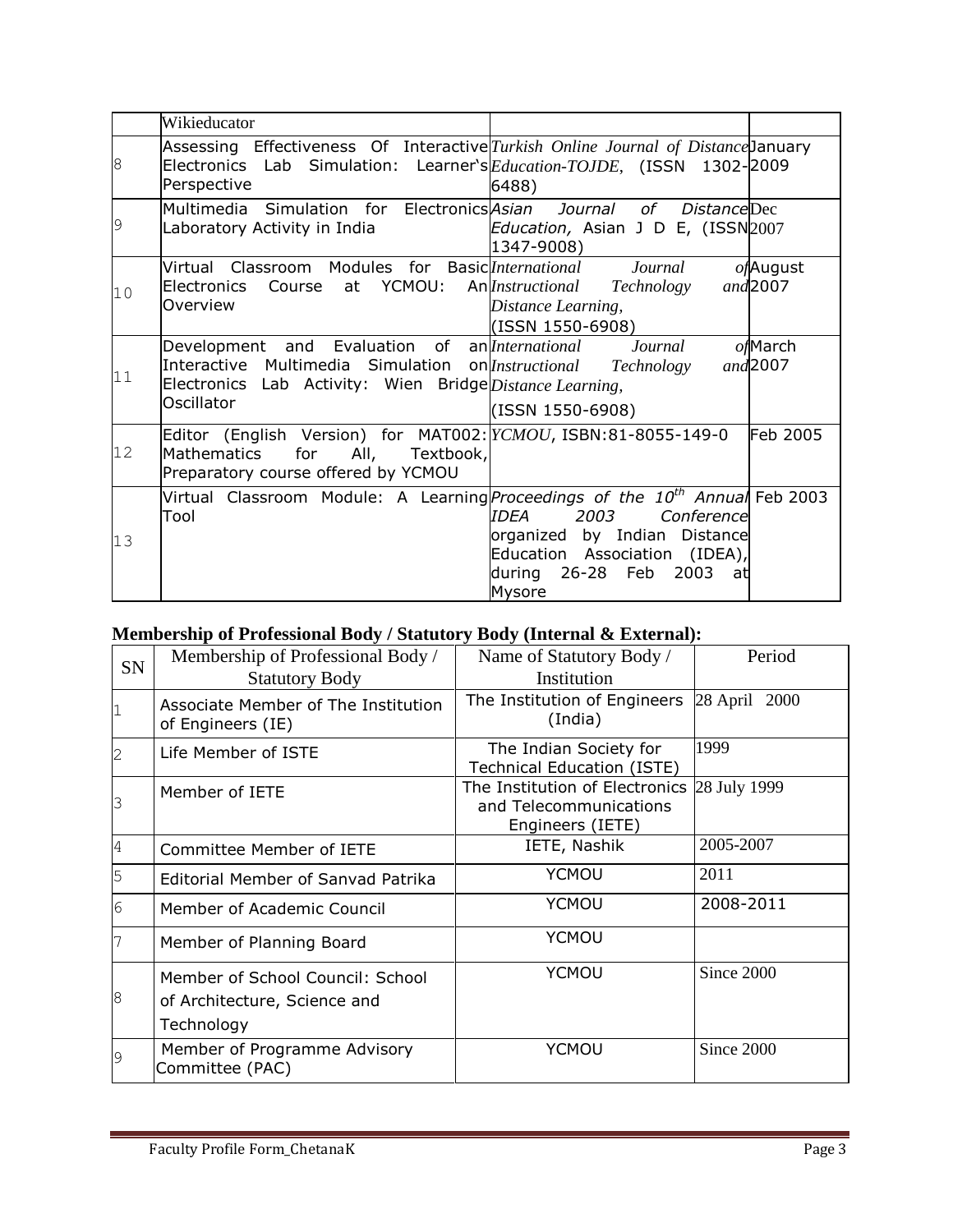|  |  |  |  |
|---|---|---|---|
|  | Wikieducator |  |  |
| 8 | Assessing Effectiveness Of Interactive Electronics Lab Simulation: Learner's Perspective | *Turkish Online Journal of Distance Education-TOJDE*, (ISSN 1302-6488) | January 2009 |
| 9 | Multimedia Simulation for Electronics Laboratory Activity in India | *Asian Journal of Distance Education,* Asian J D E, (ISSN 1347-9008) | Dec 2007 |
| 10 | Virtual Classroom Modules for Basic Electronics Course at YCMOU: An Overview | *International Journal of Instructional Technology and Distance Learning*, (ISSN 1550-6908) | August 2007 |
| 11 | Development and Evaluation of an Interactive Multimedia Simulation on Electronics Lab Activity: Wien Bridge Oscillator | *International Journal of Instructional Technology and Distance Learning*, (ISSN 1550-6908) | March 2007 |
| 12 | Editor (English Version) for MAT002: Mathematics for All, Textbook, Preparatory course offered by YCMOU | *YCMOU*, ISBN:81-8055-149-0 | Feb 2005 |
| 13 | Virtual Classroom Module: A Learning Tool | *Proceedings of the 10th Annual IDEA 2003 Conference* organized by Indian Distance Education Association (IDEA), during 26-28 Feb 2003 at Mysore | Feb 2003 |

**Membership of Professional Body / Statutory Body (Internal & External):**

| SN | Membership of Professional Body / Statutory Body | Name of Statutory Body / Institution | Period |
|---|---|---|---|
| 1 | Associate Member of The Institution of Engineers (IE) | The Institution of Engineers (India) | 28 April 2000 |
| 2 | Life Member of ISTE | The Indian Society for Technical Education (ISTE) | 1999 |
| 3 | Member of IETE | The Institution of Electronics and Telecommunications Engineers (IETE) | 28 July 1999 |
| 4 | Committee Member of IETE | IETE, Nashik | 2005-2007 |
| 5 | Editorial Member of Sanvad Patrika | YCMOU | 2011 |
| 6 | Member of Academic Council | YCMOU | 2008-2011 |
| 7 | Member of Planning Board | YCMOU |  |
| 8 | Member of School Council: School of Architecture, Science and Technology | YCMOU | Since 2000 |
| 9 | Member of Programme Advisory Committee (PAC) | YCMOU | Since 2000 |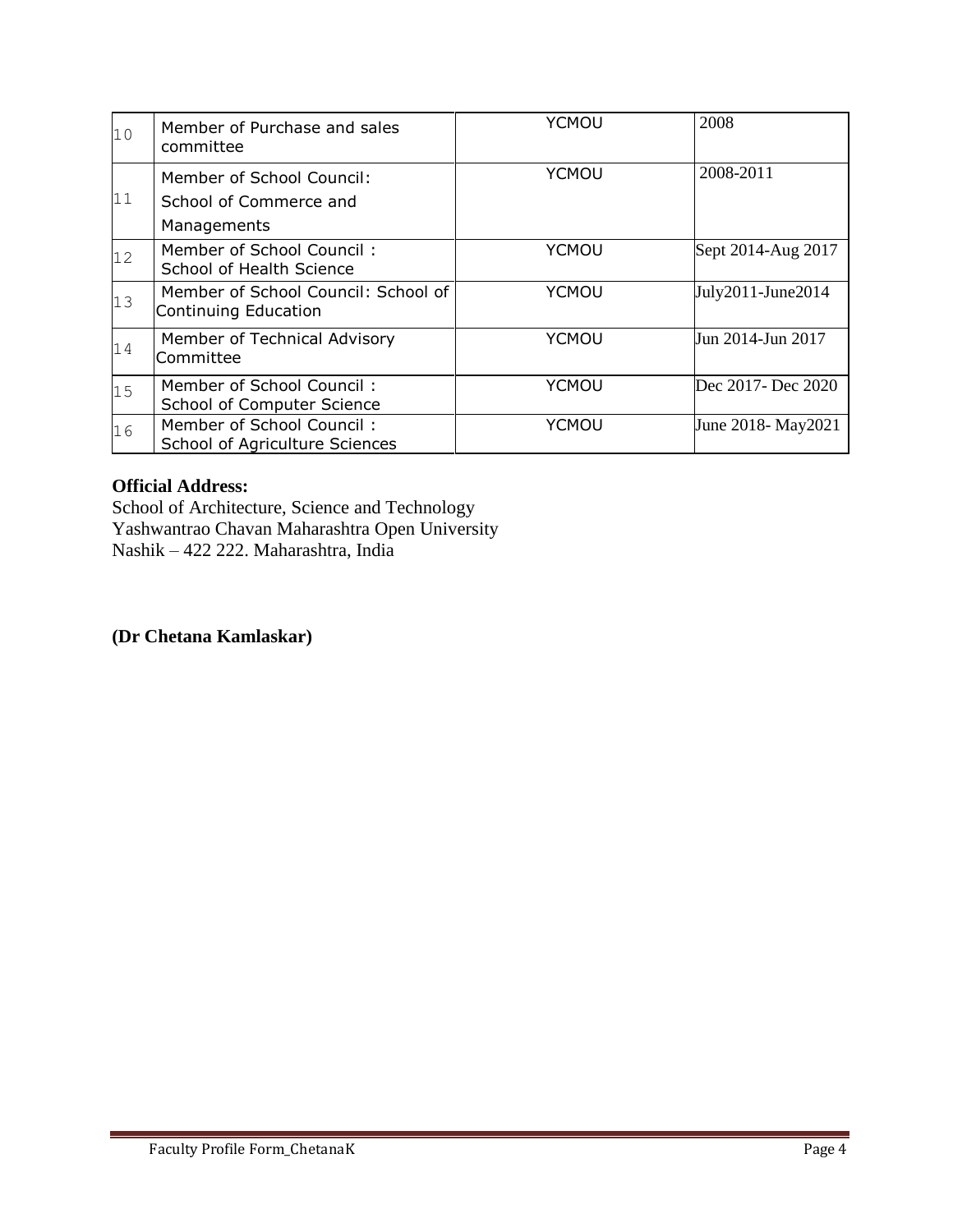| | | | |
|---|---|---|---|
| 10 | Member of Purchase and sales committee | YCMOU | 2008 |
| 11 | Member of School Council: School of Commerce and Managements | YCMOU | 2008-2011 |
| 12 | Member of School Council : School of Health Science | YCMOU | Sept 2014-Aug 2017 |
| 13 | Member of School Council: School of Continuing Education | YCMOU | July2011-June2014 |
| 14 | Member of Technical Advisory Committee | YCMOU | Jun 2014-Jun 2017 |
| 15 | Member of School Council : School of Computer Science | YCMOU | Dec 2017- Dec 2020 |
| 16 | Member of School Council : School of Agriculture Sciences | YCMOU | June 2018- May2021 |

**Official Address:**
School of Architecture, Science and Technology
Yashwantrao Chavan Maharashtra Open University
Nashik – 422 222. Maharashtra, India

**(Dr Chetana Kamlaskar)**